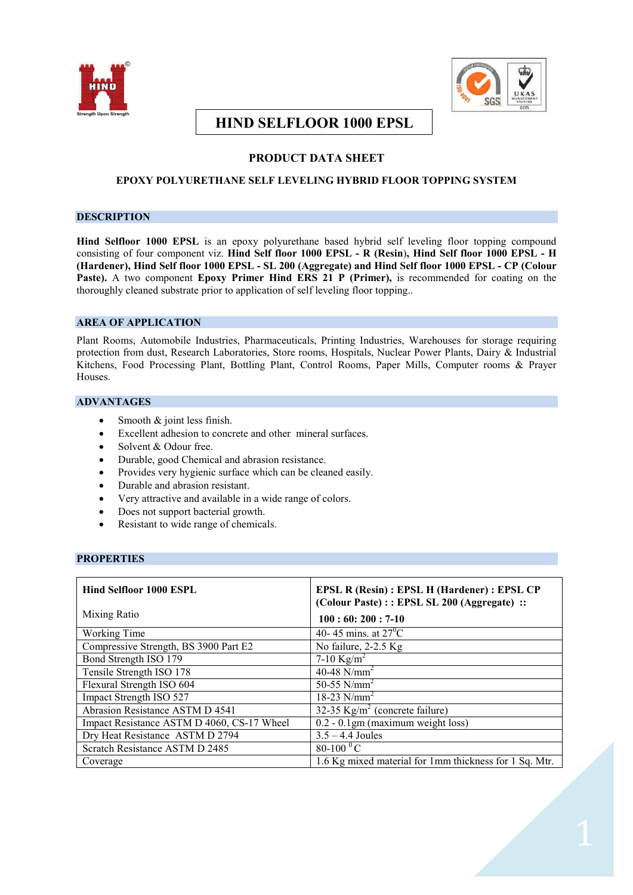# HIND SELFLOOR 1000 EPSL

## PRODUCT DATA SHEET

### EPOXY POLYURETHANE SELF LEVELING HYBRID FLOOR TOPPING SYSTEM

## DESCRIPTION

**Hind Selfloor 1000 EPSL** is an epoxy polyurethane based hybrid self leveling floor topping compound consisting of four component viz. **Hind Self floor 1000 EPSL - R (Resin), Hind Self floor 1000 EPSL - H (Hardener), Hind Self floor 1000 EPSL - SL 200 (Aggregate) and Hind Self floor 1000 EPSL - CP (Colour Paste).** A two component **Epoxy Primer Hind ERS 21 P (Primer),** is recommended for coating on the thoroughly cleaned substrate prior to application of self leveling floor topping..

## AREA OF APPLICATION

Plant Rooms, Automobile Industries, Pharmaceuticals, Printing Industries, Warehouses for storage requiring protection from dust, Research Laboratories, Store rooms, Hospitals, Nuclear Power Plants, Dairy & Industrial Kitchens, Food Processing Plant, Bottling Plant, Control Rooms, Paper Mills, Computer rooms & Prayer Houses.

## ADVANTAGES

- Smooth & joint less finish.
- Excellent adhesion to concrete and other mineral surfaces.
- Solvent & Odour free.
- Durable, good Chemical and abrasion resistance.
- Provides very hygienic surface which can be cleaned easily.
- Durable and abrasion resistant.
- Very attractive and available in a wide range of colors.
- Does not support bacterial growth.
- Resistant to wide range of chemicals.

## PROPERTIES

| **Hind Selfloor 1000 ESPL** Mixing Ratio | **EPSL R (Resin) : EPSL H (Hardener) : EPSL CP (Colour Paste) : : EPSL SL 200 (Aggregate) ::** **100 : 60: 200 : 7-10** |
|---|---|
| Working Time | 40- 45 mins. at 27$^0$C |
| Compressive Strength, BS 3900 Part E2 | No failure, 2-2.5 Kg |
| Bond Strength ISO 179 | 7-10 Kg/m$^2$ |
| Tensile Strength ISO 178 | 40-48 N/mm$^2$ |
| Flexural Strength ISO 604 | 50-55 N/mm$^2$ |
| Impact Strength ISO 527 | 18-23 N/mm$^2$ |
| Abrasion Resistance ASTM D 4541 | 32-35 Kg/m$^2$ (concrete failure) |
| Impact Resistance ASTM D 4060, CS-17 Wheel | 0.2 - 0.1gm (maximum weight loss) |
| Dry Heat Resistance ASTM D 2794 | 3.5 – 4.4 Joules |
| Scratch Resistance ASTM D 2485 | 80-100 $^0$C |
| Coverage | 1.6 Kg mixed material for 1mm thickness for 1 Sq. Mtr. |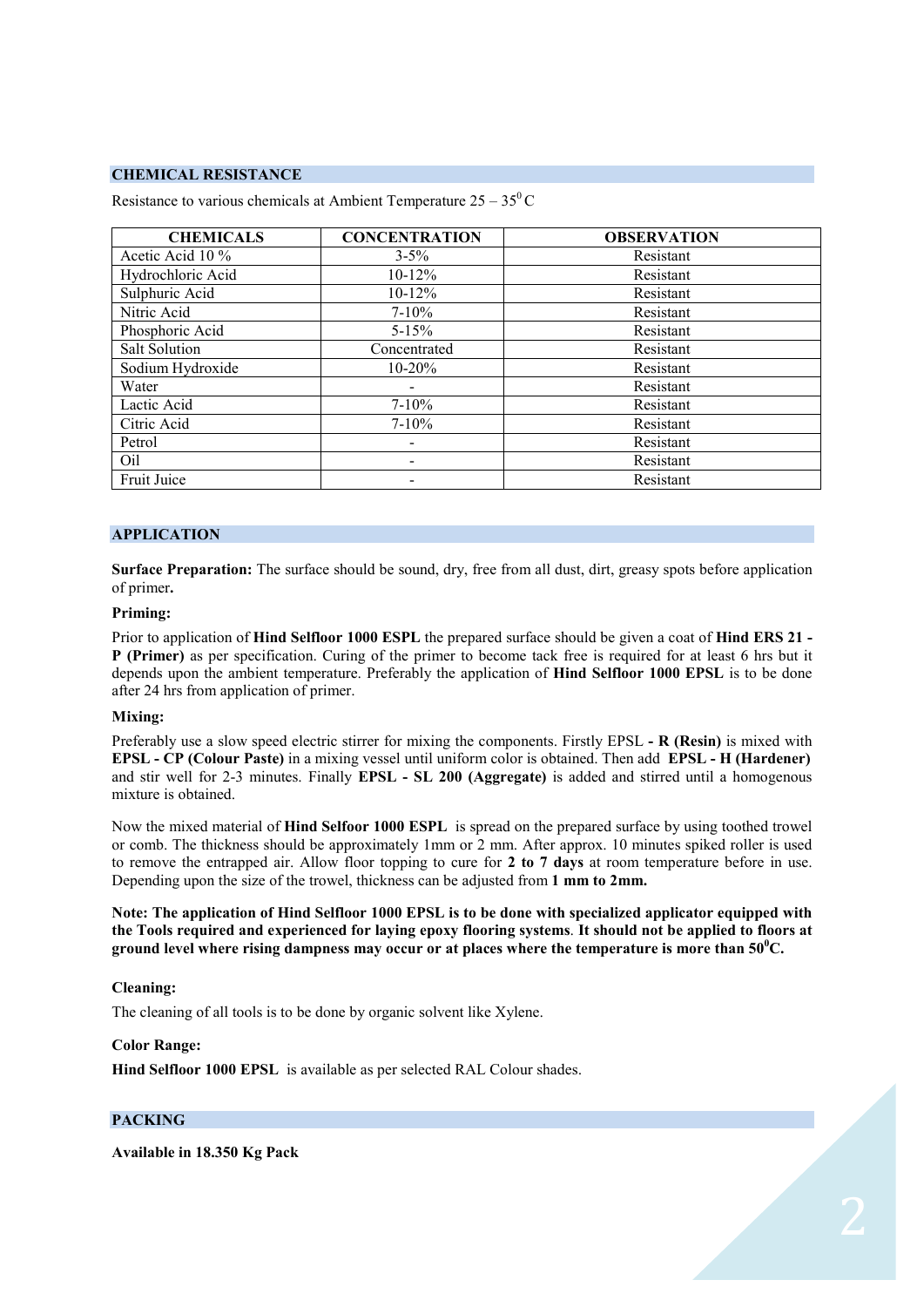## CHEMICAL RESISTANCE

Resistance to various chemicals at Ambient Temperature 25 – 35$^{0}$ C

| CHEMICALS | CONCENTRATION | OBSERVATION |
|---|---|---|
| Acetic Acid 10 % | 3-5% | Resistant |
| Hydrochloric Acid | 10-12% | Resistant |
| Sulphuric Acid | 10-12% | Resistant |
| Nitric Acid | 7-10% | Resistant |
| Phosphoric Acid | 5-15% | Resistant |
| Salt Solution | Concentrated | Resistant |
| Sodium Hydroxide | 10-20% | Resistant |
| Water | - | Resistant |
| Lactic Acid | 7-10% | Resistant |
| Citric Acid | 7-10% | Resistant |
| Petrol | - | Resistant |
| Oil | - | Resistant |
| Fruit Juice | - | Resistant |

## APPLICATION

**Surface Preparation:** The surface should be sound, dry, free from all dust, dirt, greasy spots before application of primer**.**

**Priming:**

Prior to application of **Hind Selfloor 1000 ESPL** the prepared surface should be given a coat of **Hind ERS 21 - P (Primer)** as per specification. Curing of the primer to become tack free is required for at least 6 hrs but it depends upon the ambient temperature. Preferably the application of **Hind Selfloor 1000 EPSL** is to be done after 24 hrs from application of primer.

**Mixing:**

Preferably use a slow speed electric stirrer for mixing the components. Firstly EPSL **- R (Resin)** is mixed with **EPSL - CP (Colour Paste)** in a mixing vessel until uniform color is obtained. Then add **EPSL - H (Hardener)** and stir well for 2-3 minutes. Finally **EPSL - SL 200 (Aggregate)** is added and stirred until a homogenous mixture is obtained.

Now the mixed material of **Hind Selfoor 1000 ESPL** is spread on the prepared surface by using toothed trowel or comb. The thickness should be approximately 1mm or 2 mm. After approx. 10 minutes spiked roller is used to remove the entrapped air. Allow floor topping to cure for **2 to 7 days** at room temperature before in use. Depending upon the size of the trowel, thickness can be adjusted from **1 mm to 2mm.**

**Note: The application of Hind Selfloor 1000 EPSL is to be done with specialized applicator equipped with the Tools required and experienced for laying epoxy flooring systems**. **It should not be applied to floors at ground level where rising dampness may occur or at places where the temperature is more than 50$^{0}$C.**

**Cleaning:**

The cleaning of all tools is to be done by organic solvent like Xylene.

**Color Range:**

**Hind Selfloor 1000 EPSL** is available as per selected RAL Colour shades.

## PACKING

**Available in 18.350 Kg Pack**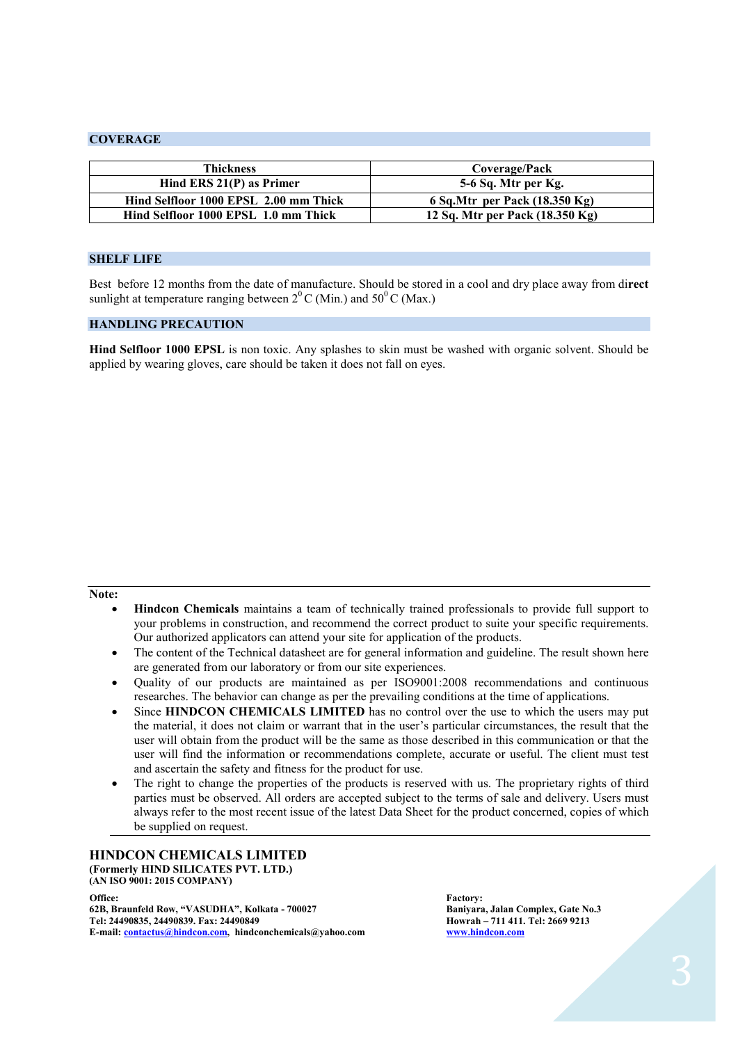## COVERAGE

| Thickness | Coverage/Pack |
|---|---|
| Hind ERS 21(P) as Primer | 5-6 Sq. Mtr per Kg. |
| Hind Selfloor 1000 EPSL 2.00 mm Thick | 6 Sq.Mtr per Pack (18.350 Kg) |
| Hind Selfloor 1000 EPSL 1.0 mm Thick | 12 Sq. Mtr per Pack (18.350 Kg) |

## SHELF LIFE

Best before 12 months from the date of manufacture. Should be stored in a cool and dry place away from direct sunlight at temperature ranging between $2^0$ C (Min.) and $50^0$ C (Max.)

## HANDLING PRECAUTION

**Hind Selfloor 1000 EPSL** is non toxic. Any splashes to skin must be washed with organic solvent. Should be applied by wearing gloves, care should be taken it does not fall on eyes.

**Note:**

- **Hindcon Chemicals** maintains a team of technically trained professionals to provide full support to your problems in construction, and recommend the correct product to suite your specific requirements. Our authorized applicators can attend your site for application of the products.
- The content of the Technical datasheet are for general information and guideline. The result shown here are generated from our laboratory or from our site experiences.
- Quality of our products are maintained as per ISO9001:2008 recommendations and continuous researches. The behavior can change as per the prevailing conditions at the time of applications.
- Since **HINDCON CHEMICALS LIMITED** has no control over the use to which the users may put the material, it does not claim or warrant that in the user's particular circumstances, the result that the user will obtain from the product will be the same as those described in this communication or that the user will find the information or recommendations complete, accurate or useful. The client must test and ascertain the safety and fitness for the product for use.
- The right to change the properties of the products is reserved with us. The proprietary rights of third parties must be observed. All orders are accepted subject to the terms of sale and delivery. Users must always refer to the most recent issue of the latest Data Sheet for the product concerned, copies of which be supplied on request.

**HINDCON CHEMICALS LIMITED**
**(Formerly HIND SILICATES PVT. LTD.)**
**(AN ISO 9001: 2015 COMPANY)**

**Office:**
**62B, Braunfeld Row, "VASUDHA", Kolkata - 700027**
**Tel: 24490835, 24490839. Fax: 24490849**
**E-mail: contactus@hindcon.com, hindconchemicals@yahoo.com**

**Factory:**
**Baniyara, Jalan Complex, Gate No.3**
**Howrah – 711 411. Tel: 2669 9213**
**www.hindcon.com**